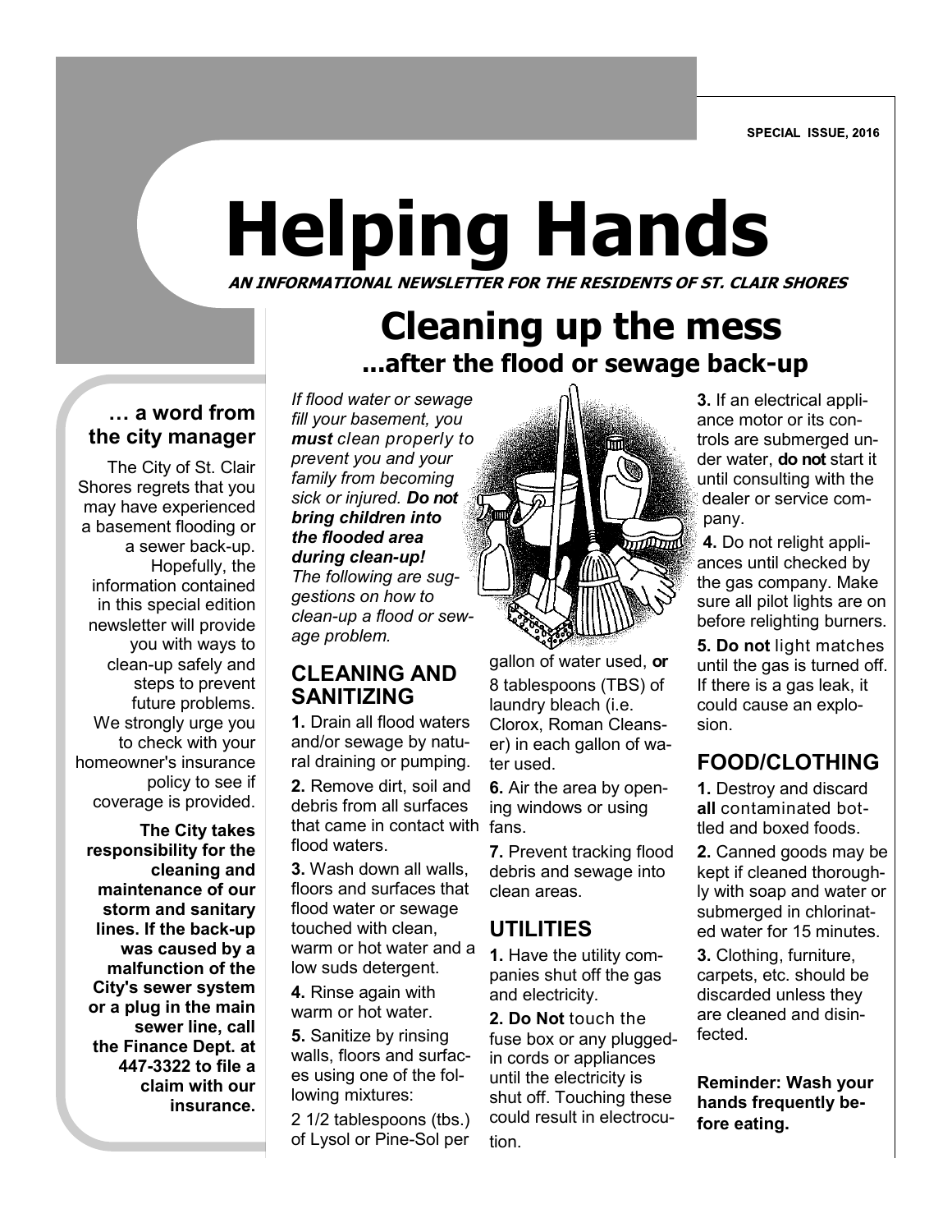SPECIAL ISSUE, 2016

# Helping Hands

***AN INFORMATIONAL NEWSLETTER FOR THE RESIDENTS OF ST. CLAIR SHORES***

## … a word from the city manager

The City of St. Clair Shores regrets that you may have experienced a basement flooding or a sewer back-up. Hopefully, the information contained in this special edition newsletter will provide you with ways to clean-up safely and steps to prevent future problems. We strongly urge you to check with your homeowner's insurance policy to see if coverage is provided.

**The City takes responsibility for the cleaning and maintenance of our storm and sanitary lines. If the back-up was caused by a malfunction of the City's sewer system or a plug in the main sewer line, call the Finance Dept. at 447-3322 to file a claim with our insurance.**

# Cleaning up the mess

## ...after the flood or sewage back-up

*If flood water or sewage fill your basement, you **must** clean properly to prevent you and your family from becoming sick or injured. **Do not bring children into the flooded area during clean-up!** The following are suggestions on how to clean-up a flood or sewage problem.*

### CLEANING AND SANITIZING

**1.** Drain all flood waters and/or sewage by natural draining or pumping.

**2.** Remove dirt, soil and debris from all surfaces that came in contact with flood waters.

**3.** Wash down all walls, floors and surfaces that flood water or sewage touched with clean, warm or hot water and a low suds detergent.

**4.** Rinse again with warm or hot water.

**5.** Sanitize by rinsing walls, floors and surfaces using one of the following mixtures:

2 1/2 tablespoons (tbs.) of Lysol or Pine-Sol per gallon of water used, **or** 8 tablespoons (TBS) of laundry bleach (i.e. Clorox, Roman Cleanser) in each gallon of water used.

**6.** Air the area by opening windows or using fans.

**7.** Prevent tracking flood debris and sewage into clean areas.

### UTILITIES

**1.** Have the utility companies shut off the gas and electricity.

**2. Do Not** touch the fuse box or any plugged-in cords or appliances until the electricity is shut off. Touching these could result in electrocution.

**3.** If an electrical appliance motor or its controls are submerged under water, **do not** start it until consulting with the dealer or service company.

**4.** Do not relight appliances until checked by the gas company. Make sure all pilot lights are on before relighting burners.

**5. Do not** light matches until the gas is turned off. If there is a gas leak, it could cause an explosion.

### FOOD/CLOTHING

**1.** Destroy and discard **all** contaminated bottled and boxed foods.

**2.** Canned goods may be kept if cleaned thoroughly with soap and water or submerged in chlorinated water for 15 minutes.

**3.** Clothing, furniture, carpets, etc. should be discarded unless they are cleaned and disinfected.

**Reminder: Wash your hands frequently before eating.**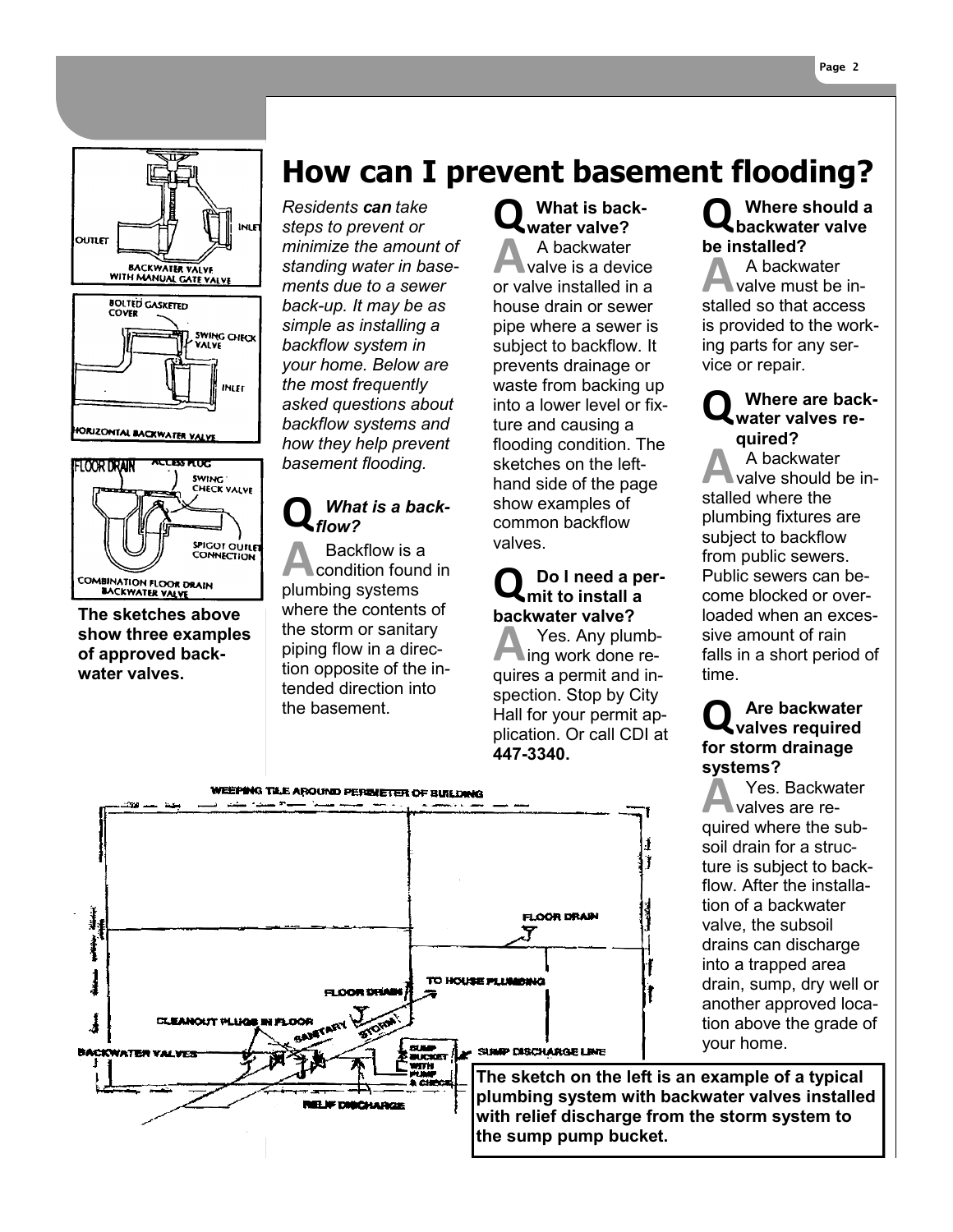# How can I prevent basement flooding?

*Residents **can** take steps to prevent or minimize the amount of standing water in basements due to a sewer back-up. It may be as simple as installing a backflow system in your home. Below are the most frequently asked questions about backflow systems and how they help prevent basement flooding.*

### Q *What is a backflow?*

**A** Backflow is a condition found in plumbing systems where the contents of the storm or sanitary piping flow in a direction opposite of the intended direction into the basement.

### Q What is backwater valve?

**A** A backwater valve is a device or valve installed in a house drain or sewer pipe where a sewer is subject to backflow. It prevents drainage or waste from backing up into a lower level or fixture and causing a flooding condition. The sketches on the left-hand side of the page show examples of common backflow valves.

### Q Do I need a permit to install a backwater valve?

**A** Yes. Any plumbing work done requires a permit and inspection. Stop by City Hall for your permit application. Or call CDI at **447-3340.**

### Q Where should a backwater valve be installed?

**A** A backwater valve must be installed so that access is provided to the working parts for any service or repair.

### Q Where are backwater valves required?

**A** A backwater valve should be installed where the plumbing fixtures are subject to backflow from public sewers. Public sewers can become blocked or overloaded when an excessive amount of rain falls in a short period of time.

### Q Are backwater valves required for storm drainage systems?

**A** Yes. Backwater valves are required where the subsoil drain for a structure is subject to backflow. After the installation of a backwater valve, the subsoil drains can discharge into a trapped area drain, sump, dry well or another approved location above the grade of your home.

**The sketches above show three examples of approved backwater valves.**

**The sketch on the left is an example of a typical plumbing system with backwater valves installed with relief discharge from the storm system to the sump pump bucket.**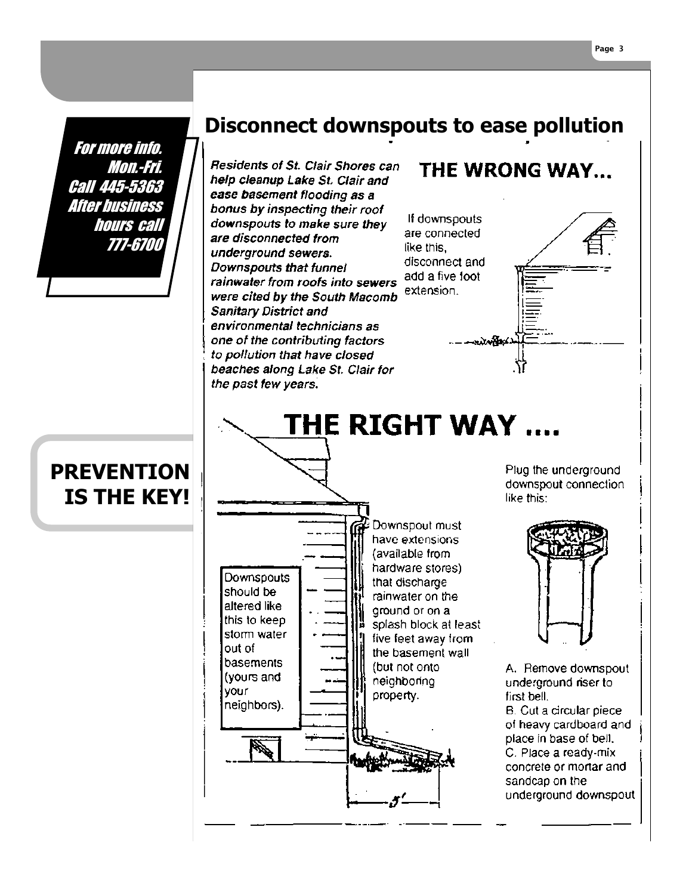*For more info. Mon.-Fri. Call 445-5363 After business hours call 777-6700*

**PREVENTION IS THE KEY!**

## Disconnect downspouts to ease pollution

***Residents of St. Clair Shores can help cleanup Lake St. Clair and ease basement flooding as a bonus by inspecting their roof downspouts to make sure they are disconnected from underground sewers. Downspouts that funnel rainwater from roofs into sewers were cited by the South Macomb Sanitary District and environmental technicians as one of the contributing factors to pollution that have closed beaches along Lake St. Clair for the past few years.***

### THE WRONG WAY...

If downspouts are connected like this, disconnect and add a five foot extension.

### THE RIGHT WAY ....

Downspouts should be altered like this to keep storm water out of basements (yours and your neighbors).

Downspout must have extensions (available from hardware stores) that discharge rainwater on the ground or on a splash block at least five feet away from the basement wall (but not onto neighboring property.

5'

Plug the underground downspout connection like this:

A. Remove downspout underground riser to first bell.
B. Cut a circular piece of heavy cardboard and place in base of bell.
C. Place a ready-mix concrete or mortar and sandcap on the underground downspout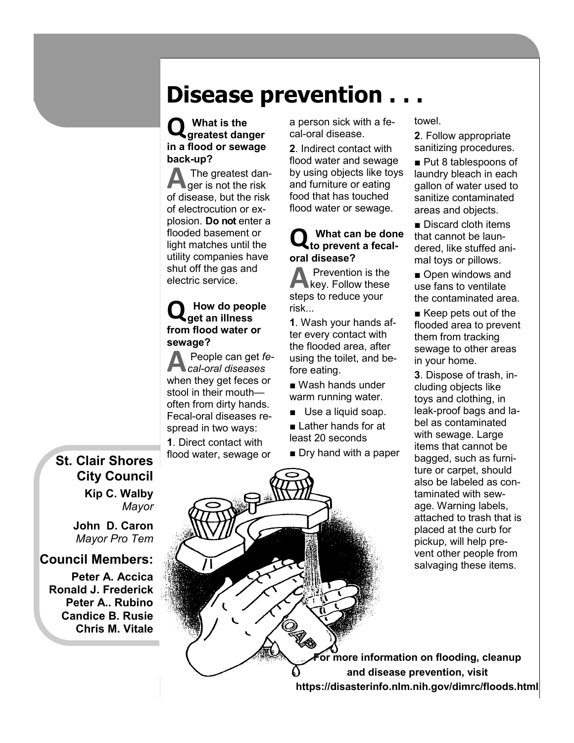# Disease prevention . . .

**Q What is the greatest danger in a flood or sewage back-up?**

**A** The greatest danger is not the risk of disease, but the risk of electrocution or explosion. **Do not** enter a flooded basement or light matches until the utility companies have shut off the gas and electric service.

**Q How do people get an illness from flood water or sewage?**

**A** People can get *fecal-oral diseases* when they get feces or stool in their mouth—often from dirty hands. Fecal-oral diseases respread in two ways:

**1**. Direct contact with flood water, sewage or a person sick with a fecal-oral disease.

**2**. Indirect contact with flood water and sewage by using objects like toys and furniture or eating food that has touched flood water or sewage.

**Q What can be done to prevent a fecal-oral disease?**

**A** Prevention is the key. Follow these steps to reduce your risk...

**1**. Wash your hands after every contact with the flooded area, after using the toilet, and before eating.

- Wash hands under warm running water.
- Use a liquid soap.
- Lather hands for at least 20 seconds
- Dry hand with a paper towel.

**2**. Follow appropriate sanitizing procedures.

- Put 8 tablespoons of laundry bleach in each gallon of water used to sanitize contaminated areas and objects.
- Discard cloth items that cannot be laundered, like stuffed animal toys or pillows.
- Open windows and use fans to ventilate the contaminated area.
- Keep pets out of the flooded area to prevent them from tracking sewage to other areas in your home.

**3**. Dispose of trash, including objects like toys and clothing, in leak-proof bags and label as contaminated with sewage. Large items that cannot be bagged, such as furniture or carpet, should also be labeled as contaminated with sewage. Warning labels, attached to trash that is placed at the curb for pickup, will help prevent other people from salvaging these items.

**For more information on flooding, cleanup and disease prevention, visit https://disasterinfo.nlm.nih.gov/dimrc/floods.html**

## St. Clair Shores City Council

**Kip C. Walby**
*Mayor*

**John D. Caron**
*Mayor Pro Tem*

## Council Members:

**Peter A. Accica**
**Ronald J. Frederick**
**Peter A.. Rubino**
**Candice B. Rusie**
**Chris M. Vitale**